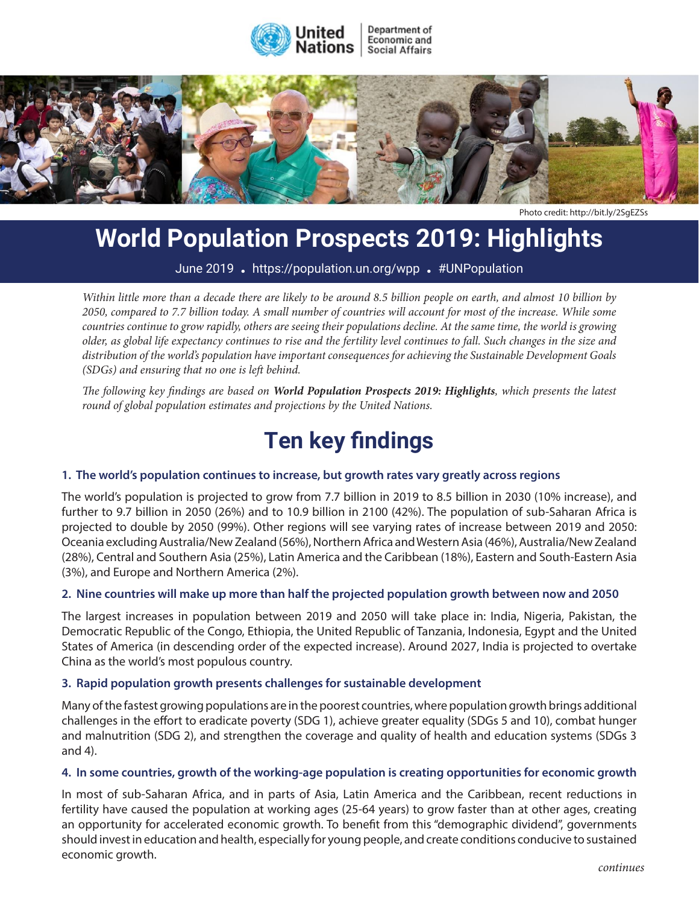United Nations | Department of Economic and Social Affairs

Photo credit: http://bit.ly/2SgEZSs

# World Population Prospects 2019: Highlights

June 2019 • https://population.un.org/wpp • #UNPopulation

*Within little more than a decade there are likely to be around 8.5 billion people on earth, and almost 10 billion by 2050, compared to 7.7 billion today. A small number of countries will account for most of the increase. While some countries continue to grow rapidly, others are seeing their populations decline. At the same time, the world is growing older, as global life expectancy continues to rise and the fertility level continues to fall. Such changes in the size and distribution of the world's population have important consequences for achieving the Sustainable Development Goals (SDGs) and ensuring that no one is left behind.*

*The following key findings are based on **World Population Prospects 2019: Highlights**, which presents the latest round of global population estimates and projections by the United Nations.*

## Ten key findings

### 1. The world's population continues to increase, but growth rates vary greatly across regions

The world's population is projected to grow from 7.7 billion in 2019 to 8.5 billion in 2030 (10% increase), and further to 9.7 billion in 2050 (26%) and to 10.9 billion in 2100 (42%). The population of sub-Saharan Africa is projected to double by 2050 (99%). Other regions will see varying rates of increase between 2019 and 2050: Oceania excluding Australia/New Zealand (56%), Northern Africa and Western Asia (46%), Australia/New Zealand (28%), Central and Southern Asia (25%), Latin America and the Caribbean (18%), Eastern and South-Eastern Asia (3%), and Europe and Northern America (2%).

### 2. Nine countries will make up more than half the projected population growth between now and 2050

The largest increases in population between 2019 and 2050 will take place in: India, Nigeria, Pakistan, the Democratic Republic of the Congo, Ethiopia, the United Republic of Tanzania, Indonesia, Egypt and the United States of America (in descending order of the expected increase). Around 2027, India is projected to overtake China as the world's most populous country.

### 3. Rapid population growth presents challenges for sustainable development

Many of the fastest growing populations are in the poorest countries, where population growth brings additional challenges in the effort to eradicate poverty (SDG 1), achieve greater equality (SDGs 5 and 10), combat hunger and malnutrition (SDG 2), and strengthen the coverage and quality of health and education systems (SDGs 3 and 4).

### 4. In some countries, growth of the working-age population is creating opportunities for economic growth

In most of sub-Saharan Africa, and in parts of Asia, Latin America and the Caribbean, recent reductions in fertility have caused the population at working ages (25-64 years) to grow faster than at other ages, creating an opportunity for accelerated economic growth. To benefit from this "demographic dividend", governments should invest in education and health, especially for young people, and create conditions conducive to sustained economic growth.

*continues*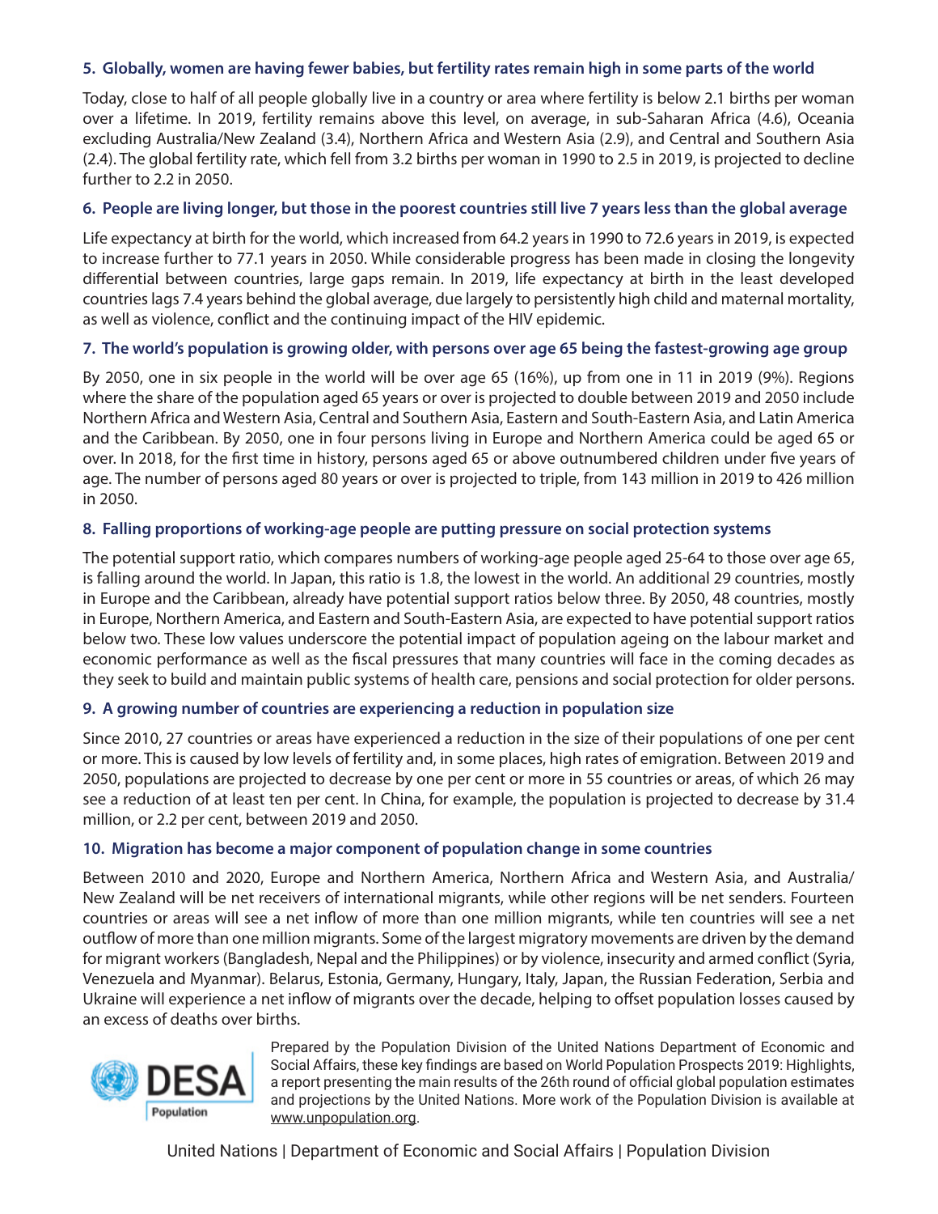### 5. Globally, women are having fewer babies, but fertility rates remain high in some parts of the world

Today, close to half of all people globally live in a country or area where fertility is below 2.1 births per woman over a lifetime. In 2019, fertility remains above this level, on average, in sub-Saharan Africa (4.6), Oceania excluding Australia/New Zealand (3.4), Northern Africa and Western Asia (2.9), and Central and Southern Asia (2.4). The global fertility rate, which fell from 3.2 births per woman in 1990 to 2.5 in 2019, is projected to decline further to 2.2 in 2050.

### 6. People are living longer, but those in the poorest countries still live 7 years less than the global average

Life expectancy at birth for the world, which increased from 64.2 years in 1990 to 72.6 years in 2019, is expected to increase further to 77.1 years in 2050. While considerable progress has been made in closing the longevity differential between countries, large gaps remain. In 2019, life expectancy at birth in the least developed countries lags 7.4 years behind the global average, due largely to persistently high child and maternal mortality, as well as violence, conflict and the continuing impact of the HIV epidemic.

### 7. The world's population is growing older, with persons over age 65 being the fastest-growing age group

By 2050, one in six people in the world will be over age 65 (16%), up from one in 11 in 2019 (9%). Regions where the share of the population aged 65 years or over is projected to double between 2019 and 2050 include Northern Africa and Western Asia, Central and Southern Asia, Eastern and South-Eastern Asia, and Latin America and the Caribbean. By 2050, one in four persons living in Europe and Northern America could be aged 65 or over. In 2018, for the first time in history, persons aged 65 or above outnumbered children under five years of age. The number of persons aged 80 years or over is projected to triple, from 143 million in 2019 to 426 million in 2050.

### 8. Falling proportions of working-age people are putting pressure on social protection systems

The potential support ratio, which compares numbers of working-age people aged 25-64 to those over age 65, is falling around the world. In Japan, this ratio is 1.8, the lowest in the world. An additional 29 countries, mostly in Europe and the Caribbean, already have potential support ratios below three. By 2050, 48 countries, mostly in Europe, Northern America, and Eastern and South-Eastern Asia, are expected to have potential support ratios below two. These low values underscore the potential impact of population ageing on the labour market and economic performance as well as the fiscal pressures that many countries will face in the coming decades as they seek to build and maintain public systems of health care, pensions and social protection for older persons.

### 9. A growing number of countries are experiencing a reduction in population size

Since 2010, 27 countries or areas have experienced a reduction in the size of their populations of one per cent or more. This is caused by low levels of fertility and, in some places, high rates of emigration. Between 2019 and 2050, populations are projected to decrease by one per cent or more in 55 countries or areas, of which 26 may see a reduction of at least ten per cent. In China, for example, the population is projected to decrease by 31.4 million, or 2.2 per cent, between 2019 and 2050.

### 10. Migration has become a major component of population change in some countries

Between 2010 and 2020, Europe and Northern America, Northern Africa and Western Asia, and Australia/New Zealand will be net receivers of international migrants, while other regions will be net senders. Fourteen countries or areas will see a net inflow of more than one million migrants, while ten countries will see a net outflow of more than one million migrants. Some of the largest migratory movements are driven by the demand for migrant workers (Bangladesh, Nepal and the Philippines) or by violence, insecurity and armed conflict (Syria, Venezuela and Myanmar). Belarus, Estonia, Germany, Hungary, Italy, Japan, the Russian Federation, Serbia and Ukraine will experience a net inflow of migrants over the decade, helping to offset population losses caused by an excess of deaths over births.

DESA Population

Prepared by the Population Division of the United Nations Department of Economic and Social Affairs, these key findings are based on World Population Prospects 2019: Highlights, a report presenting the main results of the 26th round of official global population estimates and projections by the United Nations. More work of the Population Division is available at www.unpopulation.org.

United Nations | Department of Economic and Social Affairs | Population Division